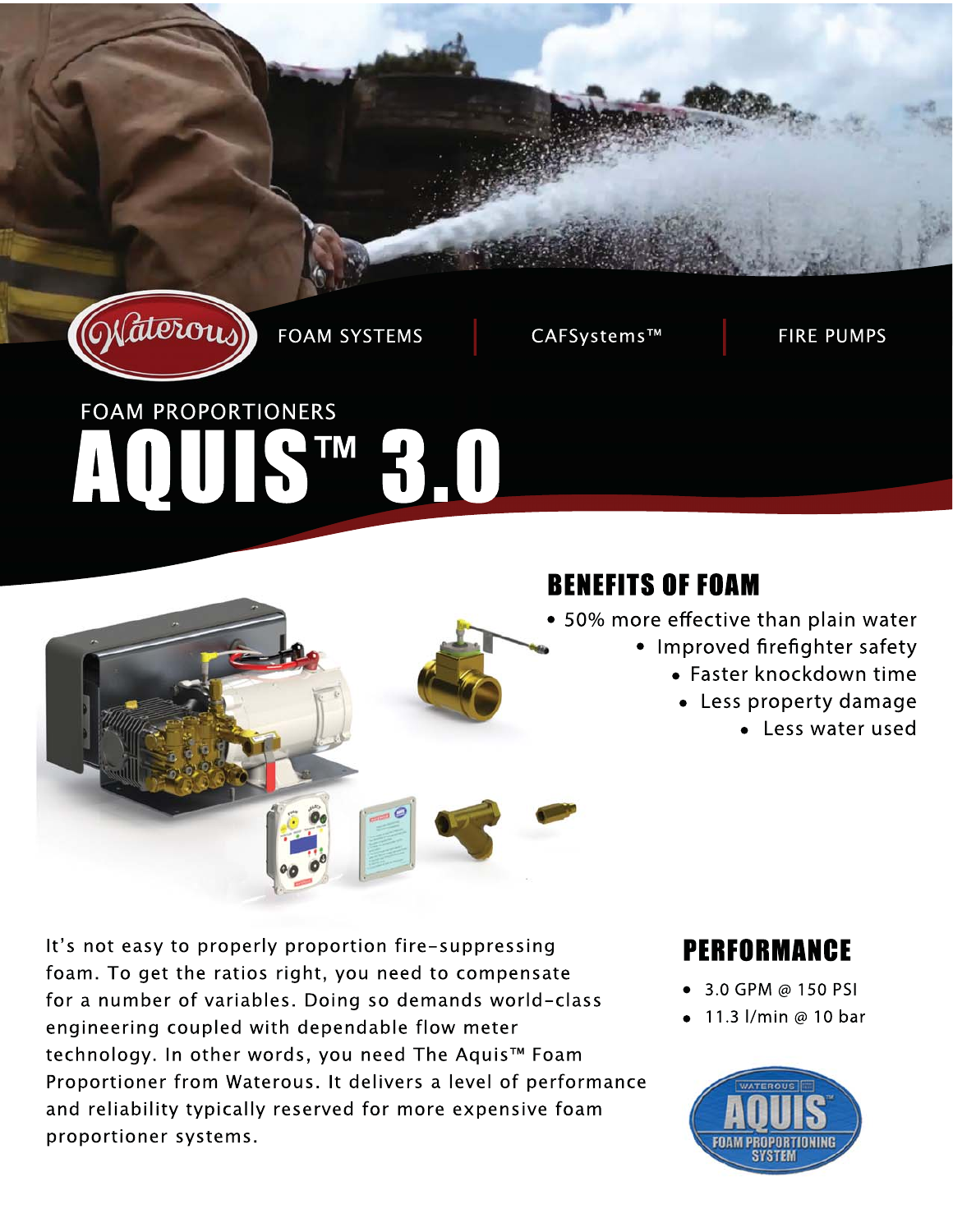FOAM SYSTEMS | CAFSystems™ | FIRE PUMPS

FOAM PROPORTIONERS

# AQUIS™ 3.0

## BENEFITS OF FOAM

- 50% more effective than plain water
- Improved firefighter safety
- Faster knockdown time
- Less property damage
- Less water used

It's not easy to properly proportion fire-suppressing foam. To get the ratios right, you need to compensate for a number of variables. Doing so demands world-class engineering coupled with dependable flow meter technology. In other words, you need The Aquis™ Foam Proportioner from Waterous. It delivers a level of performance and reliability typically reserved for more expensive foam proportioner systems.

## PERFORMANCE

- 3.0 GPM @ 150 PSI
- 11.3 l/min @ 10 bar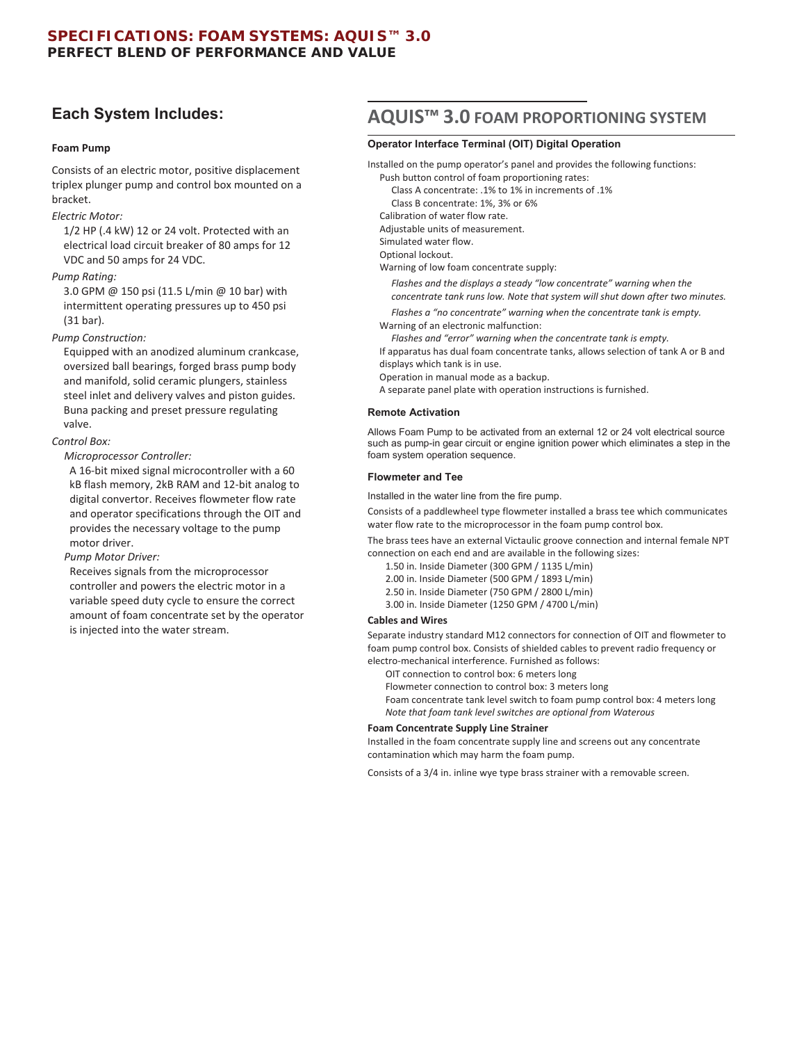# SPECIFICATIONS: FOAM SYSTEMS: AQUIS™ 3.0
## PERFECT BLEND OF PERFORMANCE AND VALUE

## Each System Includes:

### Foam Pump

Consists of an electric motor, positive displacement triplex plunger pump and control box mounted on a bracket.

*Electric Motor:*

1/2 HP (.4 kW) 12 or 24 volt. Protected with an electrical load circuit breaker of 80 amps for 12 VDC and 50 amps for 24 VDC.

*Pump Rating:*

3.0 GPM @ 150 psi (11.5 L/min @ 10 bar) with intermittent operating pressures up to 450 psi (31 bar).

*Pump Construction:*

Equipped with an anodized aluminum crankcase, oversized ball bearings, forged brass pump body and manifold, solid ceramic plungers, stainless steel inlet and delivery valves and piston guides. Buna packing and preset pressure regulating valve.

*Control Box:*

*Microprocessor Controller:*

A 16-bit mixed signal microcontroller with a 60 kB flash memory, 2kB RAM and 12-bit analog to digital convertor. Receives flowmeter flow rate and operator specifications through the OIT and provides the necessary voltage to the pump motor driver.

*Pump Motor Driver:*

Receives signals from the microprocessor controller and powers the electric motor in a variable speed duty cycle to ensure the correct amount of foam concentrate set by the operator is injected into the water stream.

## AQUIS™ 3.0 FOAM PROPORTIONING SYSTEM

### Operator Interface Terminal (OIT) Digital Operation

Installed on the pump operator's panel and provides the following functions:

- Push button control of foam proportioning rates:
  - Class A concentrate: .1% to 1% in increments of .1%
  - Class B concentrate: 1%, 3% or 6%
- Calibration of water flow rate.
- Adjustable units of measurement.
- Simulated water flow.
- Optional lockout.
- Warning of low foam concentrate supply:
  - *Flashes and the displays a steady "low concentrate" warning when the concentrate tank runs low. Note that system will shut down after two minutes.*
  - *Flashes a "no concentrate" warning when the concentrate tank is empty.*
- Warning of an electronic malfunction:
  - *Flashes and "error" warning when the concentrate tank is empty.*
- If apparatus has dual foam concentrate tanks, allows selection of tank A or B and displays which tank is in use.
- Operation in manual mode as a backup.
- A separate panel plate with operation instructions is furnished.

### Remote Activation

Allows Foam Pump to be activated from an external 12 or 24 volt electrical source such as pump-in gear circuit or engine ignition power which eliminates a step in the foam system operation sequence.

### Flowmeter and Tee

Installed in the water line from the fire pump.

Consists of a paddlewheel type flowmeter installed a brass tee which communicates water flow rate to the microprocessor in the foam pump control box.

The brass tees have an external Victaulic groove connection and internal female NPT connection on each end and are available in the following sizes:

- 1.50 in. Inside Diameter (300 GPM / 1135 L/min)
- 2.00 in. Inside Diameter (500 GPM / 1893 L/min)
- 2.50 in. Inside Diameter (750 GPM / 2800 L/min)
- 3.00 in. Inside Diameter (1250 GPM / 4700 L/min)

### Cables and Wires

Separate industry standard M12 connectors for connection of OIT and flowmeter to foam pump control box. Consists of shielded cables to prevent radio frequency or electro-mechanical interference. Furnished as follows:

- OIT connection to control box: 6 meters long
- Flowmeter connection to control box: 3 meters long
- Foam concentrate tank level switch to foam pump control box: 4 meters long
- *Note that foam tank level switches are optional from Waterous*

### Foam Concentrate Supply Line Strainer

Installed in the foam concentrate supply line and screens out any concentrate contamination which may harm the foam pump.

Consists of a 3/4 in. inline wye type brass strainer with a removable screen.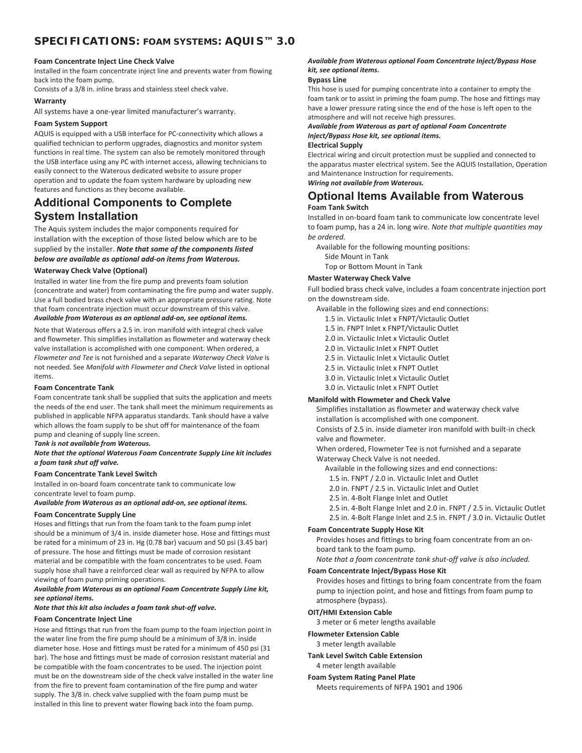## SPECIFICATIONS: FOAM SYSTEMS: AQUIS™ 3.0

**Foam Concentrate Inject Line Check Valve**

Installed in the foam concentrate inject line and prevents water from flowing back into the foam pump.

Consists of a 3/8 in. inline brass and stainless steel check valve.

**Warranty**

All systems have a one-year limited manufacturer's warranty.

**Foam System Support**

AQUIS is equipped with a USB interface for PC-connectivity which allows a qualified technician to perform upgrades, diagnostics and monitor system functions in real time. The system can also be remotely monitored through the USB interface using any PC with internet access, allowing technicians to easily connect to the Waterous dedicated website to assure proper operation and to update the foam system hardware by uploading new features and functions as they become available.

## Additional Components to Complete System Installation

The Aquis system includes the major components required for installation with the exception of those listed below which are to be supplied by the installer. ***Note that some of the components listed below are available as optional add-on items from Waterous.***

**Waterway Check Valve (Optional)**

Installed in water line from the fire pump and prevents foam solution (concentrate and water) from contaminating the fire pump and water supply. Use a full bodied brass check valve with an appropriate pressure rating. Note that foam concentrate injection must occur downstream of this valve.
***Available from Waterous as an optional add-on, see optional items.***

Note that Waterous offers a 2.5 in. iron manifold with integral check valve and flowmeter. This simplifies installation as flowmeter and waterway check valve installation is accomplished with one component. When ordered, a *Flowmeter and Tee* is not furnished and a separate *Waterway Check Valve* is not needed. See *Manifold with Flowmeter and Check Valve* listed in optional items.

**Foam Concentrate Tank**

Foam concentrate tank shall be supplied that suits the application and meets the needs of the end user. The tank shall meet the minimum requirements as published in applicable NFPA apparatus standards. Tank should have a valve which allows the foam supply to be shut off for maintenance of the foam pump and cleaning of supply line screen.
***Tank is not available from Waterous.***
***Note that the optional Waterous Foam Concentrate Supply Line kit includes a foam tank shut off valve.***

**Foam Concentrate Tank Level Switch**

Installed in on-board foam concentrate tank to communicate low concentrate level to foam pump.
***Available from Waterous as an optional add-on, see optional items.***

**Foam Concentrate Supply Line**

Hoses and fittings that run from the foam tank to the foam pump inlet should be a minimum of 3/4 in. inside diameter hose. Hose and fittings must be rated for a minimum of 23 in. Hg (0.78 bar) vacuum and 50 psi (3.45 bar) of pressure. The hose and fittings must be made of corrosion resistant material and be compatible with the foam concentrates to be used. Foam supply hose shall have a reinforced clear wall as required by NFPA to allow viewing of foam pump priming operations.
***Available from Waterous as an optional Foam Concentrate Supply Line kit, see optional items.***
***Note that this kit also includes a foam tank shut-off valve.***

**Foam Concentrate Inject Line**

Hose and fittings that run from the foam pump to the foam injection point in the water line from the fire pump should be a minimum of 3/8 in. inside diameter hose. Hose and fittings must be rated for a minimum of 450 psi (31 bar). The hose and fittings must be made of corrosion resistant material and be compatible with the foam concentrates to be used. The injection point must be on the downstream side of the check valve installed in the water line from the fire to prevent foam contamination of the fire pump and water supply. The 3/8 in. check valve supplied with the foam pump must be installed in this line to prevent water flowing back into the foam pump.
***Available from Waterous optional Foam Concentrate Inject/Bypass Hose kit, see optional items.***

**Bypass Line**

This hose is used for pumping concentrate into a container to empty the foam tank or to assist in priming the foam pump. The hose and fittings may have a lower pressure rating since the end of the hose is left open to the atmosphere and will not receive high pressures.
***Available from Waterous as part of optional Foam Concentrate Inject/Bypass Hose kit, see optional items.***

**Electrical Supply**

Electrical wiring and circuit protection must be supplied and connected to the apparatus master electrical system. See the AQUIS Installation, Operation and Maintenance Instruction for requirements.
***Wiring not available from Waterous.***

## Optional Items Available from Waterous

**Foam Tank Switch**

Installed in on-board foam tank to communicate low concentrate level to foam pump, has a 24 in. long wire. *Note that multiple quantities may be ordered.*

Available for the following mounting positions:
- Side Mount in Tank
- Top or Bottom Mount in Tank

**Master Waterway Check Valve**

Full bodied brass check valve, includes a foam concentrate injection port on the downstream side.

Available in the following sizes and end connections:
- 1.5 in. Victaulic Inlet x FNPT/Victaulic Outlet
- 1.5 in. FNPT Inlet x FNPT/Victaulic Outlet
- 2.0 in. Victaulic Inlet x Victaulic Outlet
- 2.0 in. Victaulic Inlet x FNPT Outlet
- 2.5 in. Victaulic Inlet x Victaulic Outlet
- 2.5 in. Victaulic Inlet x FNPT Outlet
- 3.0 in. Victaulic Inlet x Victaulic Outlet
- 3.0 in. Victaulic Inlet x FNPT Outlet

**Manifold with Flowmeter and Check Valve**

Simplifies installation as flowmeter and waterway check valve installation is accomplished with one component.

Consists of 2.5 in. inside diameter iron manifold with built-in check valve and flowmeter.

When ordered, Flowmeter Tee is not furnished and a separate Waterway Check Valve is not needed.

Available in the following sizes and end connections:
- 1.5 in. FNPT / 2.0 in. Victaulic Inlet and Outlet
- 2.0 in. FNPT / 2.5 in. Victaulic Inlet and Outlet
- 2.5 in. 4-Bolt Flange Inlet and Outlet
- 2.5 in. 4-Bolt Flange Inlet and 2.0 in. FNPT / 2.5 in. Victaulic Outlet
- 2.5 in. 4-Bolt Flange Inlet and 2.5 in. FNPT / 3.0 in. Victaulic Outlet

**Foam Concentrate Supply Hose Kit**

Provides hoses and fittings to bring foam concentrate from an on-board tank to the foam pump.

*Note that a foam concentrate tank shut-off valve is also included.*

**Foam Concentrate Inject/Bypass Hose Kit**

Provides hoses and fittings to bring foam concentrate from the foam pump to injection point, and hose and fittings from foam pump to atmosphere (bypass).

**OIT/HMI Extension Cable**

3 meter or 6 meter lengths available

**Flowmeter Extension Cable**

3 meter length available

**Tank Level Switch Cable Extension**

4 meter length available

**Foam System Rating Panel Plate**

Meets requirements of NFPA 1901 and 1906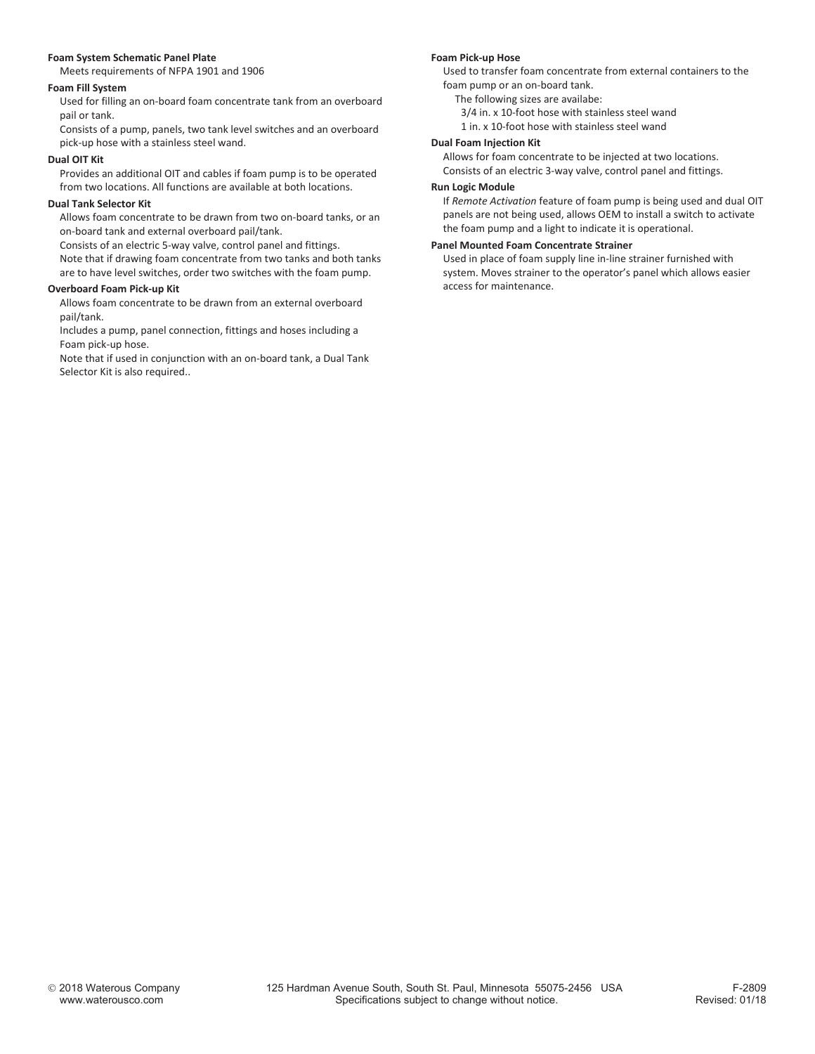**Foam System Schematic Panel Plate**

Meets requirements of NFPA 1901 and 1906

**Foam Fill System**

Used for filling an on-board foam concentrate tank from an overboard pail or tank.

Consists of a pump, panels, two tank level switches and an overboard pick-up hose with a stainless steel wand.

**Dual OIT Kit**

Provides an additional OIT and cables if foam pump is to be operated from two locations. All functions are available at both locations.

**Dual Tank Selector Kit**

Allows foam concentrate to be drawn from two on-board tanks, or an on-board tank and external overboard pail/tank.

Consists of an electric 5-way valve, control panel and fittings.

Note that if drawing foam concentrate from two tanks and both tanks are to have level switches, order two switches with the foam pump.

**Overboard Foam Pick-up Kit**

Allows foam concentrate to be drawn from an external overboard pail/tank.

Includes a pump, panel connection, fittings and hoses including a Foam pick-up hose.

Note that if used in conjunction with an on-board tank, a Dual Tank Selector Kit is also required..

**Foam Pick-up Hose**

Used to transfer foam concentrate from external containers to the foam pump or an on-board tank.

The following sizes are availabe:

3/4 in. x 10-foot hose with stainless steel wand

1 in. x 10-foot hose with stainless steel wand

**Dual Foam Injection Kit**

Allows for foam concentrate to be injected at two locations.

Consists of an electric 3-way valve, control panel and fittings.

**Run Logic Module**

If *Remote Activation* feature of foam pump is being used and dual OIT panels are not being used, allows OEM to install a switch to activate the foam pump and a light to indicate it is operational.

**Panel Mounted Foam Concentrate Strainer**

Used in place of foam supply line in-line strainer furnished with system. Moves strainer to the operator's panel which allows easier access for maintenance.

© 2018 Waterous Company
www.waterousco.com

125 Hardman Avenue South, South St. Paul, Minnesota 55075-2456 USA
Specifications subject to change without notice.

F-2809
Revised: 01/18